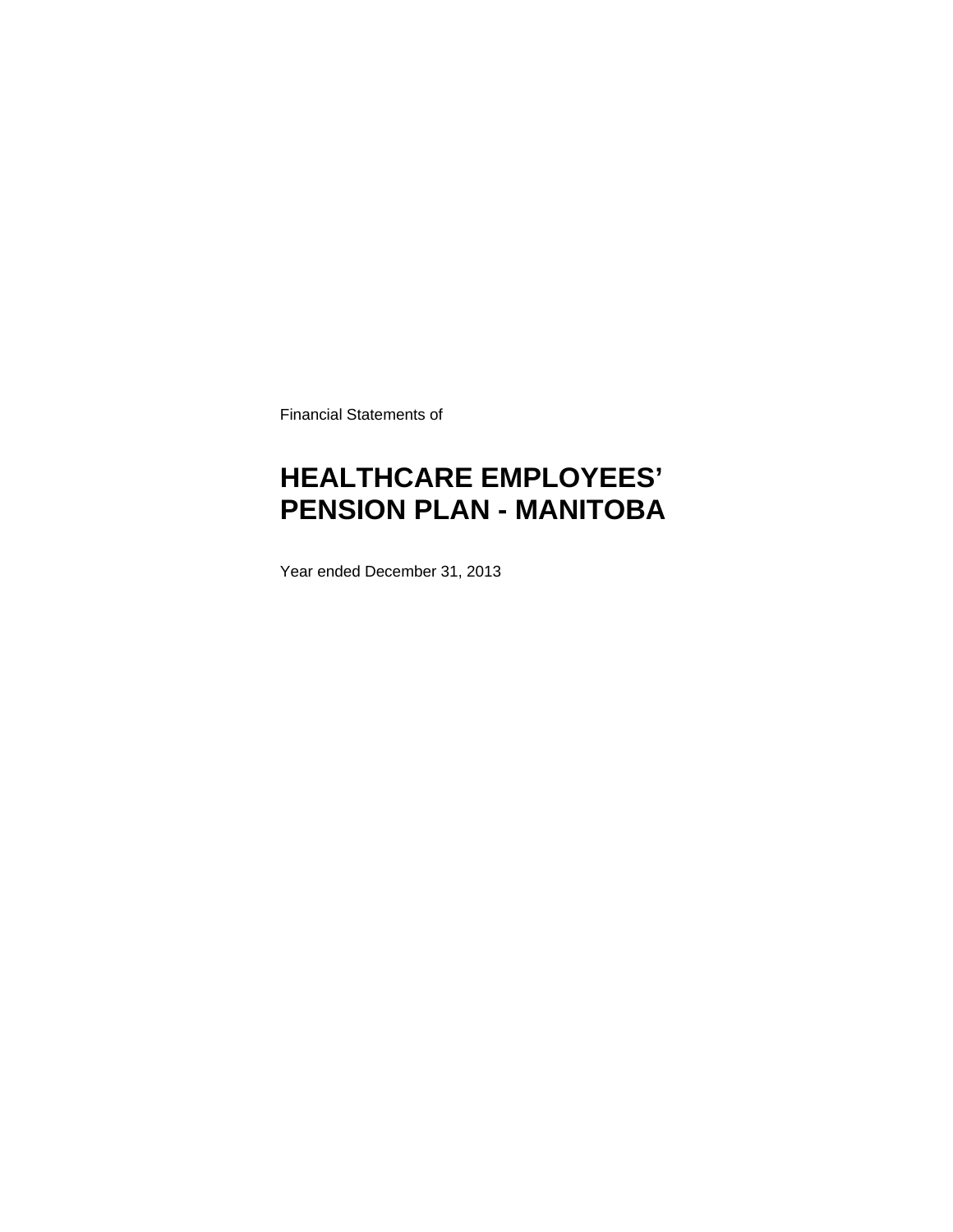Financial Statements of

# HEALTHCARE EMPLOYEES' PENSION PLAN - MANITOBA

Year ended December 31, 2013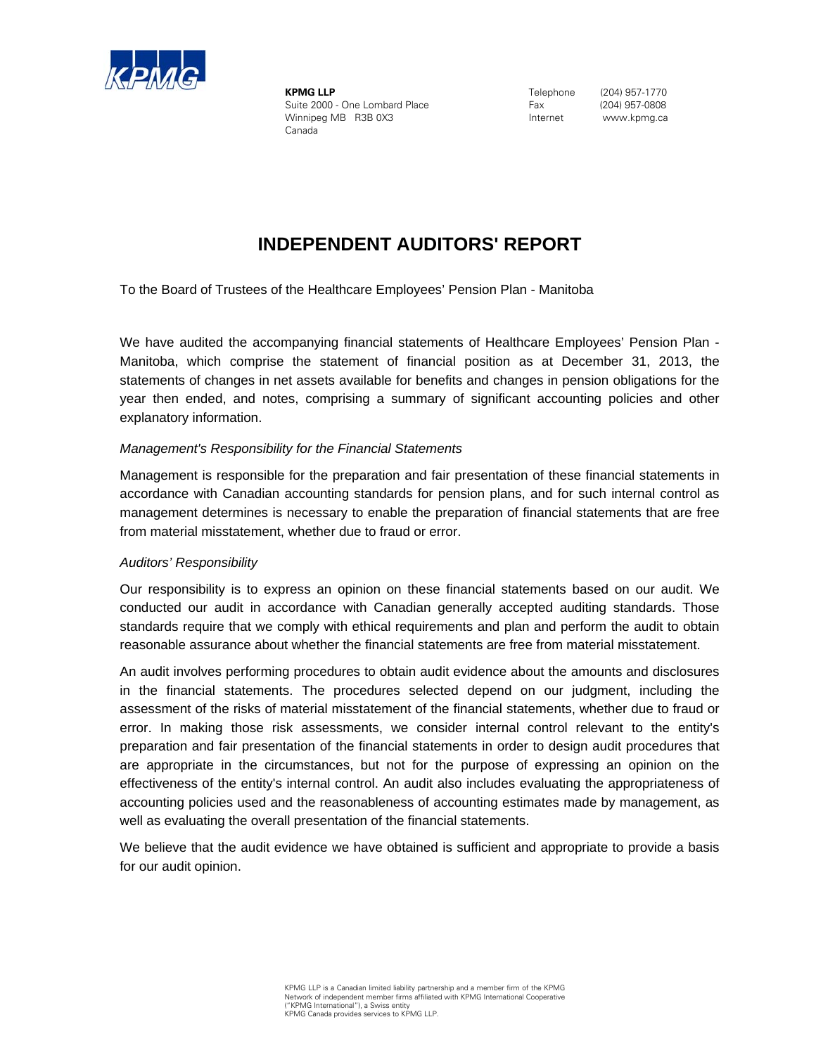**KPMG LLP**
Suite 2000 - One Lombard Place
Winnipeg MB R3B 0X3
Canada

Telephone (204) 957-1770
Fax (204) 957-0808
Internet www.kpmg.ca

# INDEPENDENT AUDITORS' REPORT

To the Board of Trustees of the Healthcare Employees' Pension Plan - Manitoba

We have audited the accompanying financial statements of Healthcare Employees' Pension Plan - Manitoba, which comprise the statement of financial position as at December 31, 2013, the statements of changes in net assets available for benefits and changes in pension obligations for the year then ended, and notes, comprising a summary of significant accounting policies and other explanatory information.

*Management's Responsibility for the Financial Statements*

Management is responsible for the preparation and fair presentation of these financial statements in accordance with Canadian accounting standards for pension plans, and for such internal control as management determines is necessary to enable the preparation of financial statements that are free from material misstatement, whether due to fraud or error.

*Auditors' Responsibility*

Our responsibility is to express an opinion on these financial statements based on our audit. We conducted our audit in accordance with Canadian generally accepted auditing standards. Those standards require that we comply with ethical requirements and plan and perform the audit to obtain reasonable assurance about whether the financial statements are free from material misstatement.

An audit involves performing procedures to obtain audit evidence about the amounts and disclosures in the financial statements. The procedures selected depend on our judgment, including the assessment of the risks of material misstatement of the financial statements, whether due to fraud or error. In making those risk assessments, we consider internal control relevant to the entity's preparation and fair presentation of the financial statements in order to design audit procedures that are appropriate in the circumstances, but not for the purpose of expressing an opinion on the effectiveness of the entity's internal control. An audit also includes evaluating the appropriateness of accounting policies used and the reasonableness of accounting estimates made by management, as well as evaluating the overall presentation of the financial statements.

We believe that the audit evidence we have obtained is sufficient and appropriate to provide a basis for our audit opinion.

KPMG LLP is a Canadian limited liability partnership and a member firm of the KPMG Network of independent member firms affiliated with KPMG International Cooperative ("KPMG International"), a Swiss entity
KPMG Canada provides services to KPMG LLP.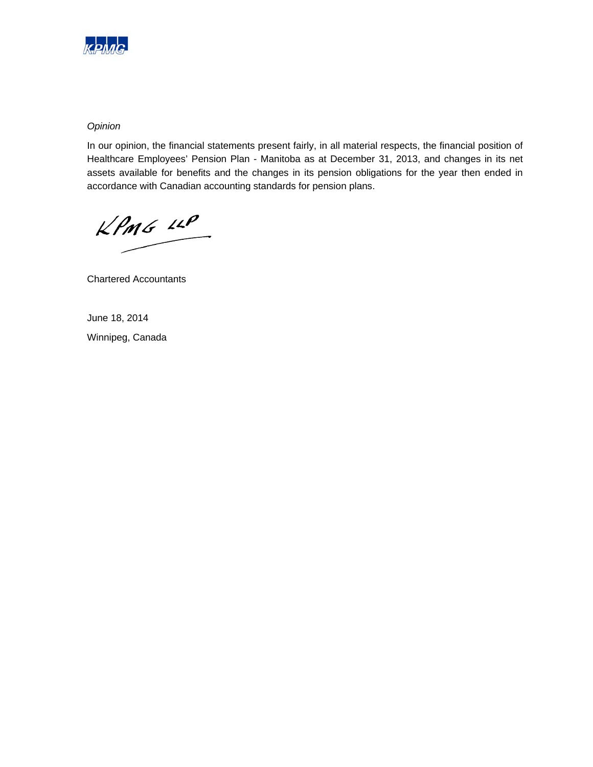*Opinion*

In our opinion, the financial statements present fairly, in all material respects, the financial position of Healthcare Employees' Pension Plan - Manitoba as at December 31, 2013, and changes in its net assets available for benefits and the changes in its pension obligations for the year then ended in accordance with Canadian accounting standards for pension plans.

KPMG LLP

Chartered Accountants

June 18, 2014

Winnipeg, Canada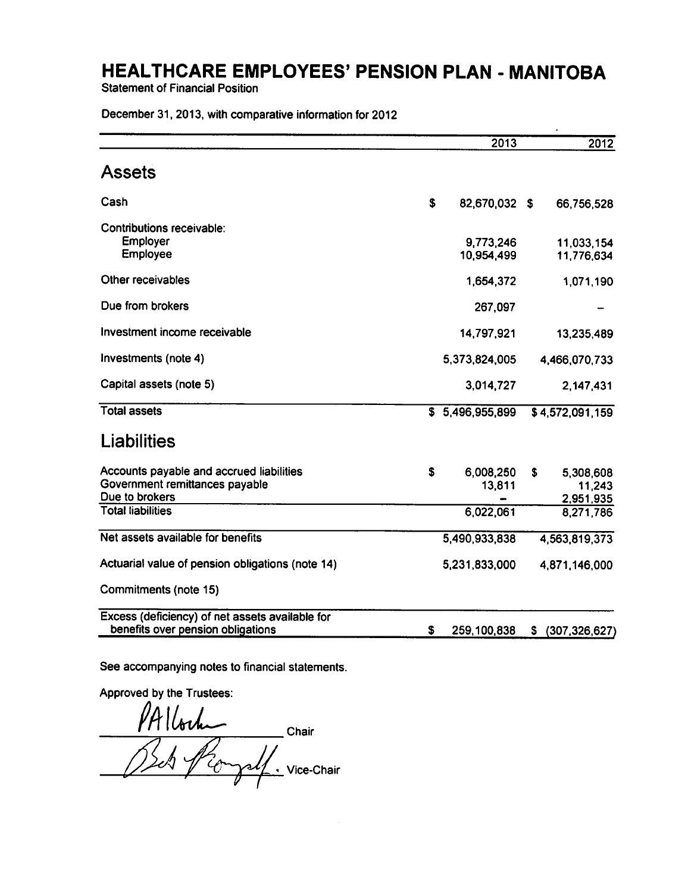# HEALTHCARE EMPLOYEES' PENSION PLAN - MANITOBA

Statement of Financial Position

December 31, 2013, with comparative information for 2012

| | 2013 | 2012 |
|---|---|---|
| **Assets** | | |
| Cash | $ 82,670,032 | $ 66,756,528 |
| Contributions receivable: | | |
| Employer | 9,773,246 | 11,033,154 |
| Employee | 10,954,499 | 11,776,634 |
| Other receivables | 1,654,372 | 1,071,190 |
| Due from brokers | 267,097 | – |
| Investment income receivable | 14,797,921 | 13,235,489 |
| Investments (note 4) | 5,373,824,005 | 4,466,070,733 |
| Capital assets (note 5) | 3,014,727 | 2,147,431 |
| Total assets | $ 5,496,955,899 | $ 4,572,091,159 |
| **Liabilities** | | |
| Accounts payable and accrued liabilities | $ 6,008,250 | $ 5,308,608 |
| Government remittances payable | 13,811 | 11,243 |
| Due to brokers | – | 2,951,935 |
| Total liabilities | 6,022,061 | 8,271,786 |
| Net assets available for benefits | 5,490,933,838 | 4,563,819,373 |
| Actuarial value of pension obligations (note 14) | 5,231,833,000 | 4,871,146,000 |
| Commitments (note 15) | | |
| Excess (deficiency) of net assets available for benefits over pension obligations | $ 259,100,838 | $ (307,326,627) |

See accompanying notes to financial statements.

Approved by the Trustees:

PA Ilosh ______ Chair

Bob Romphf ______ Vice-Chair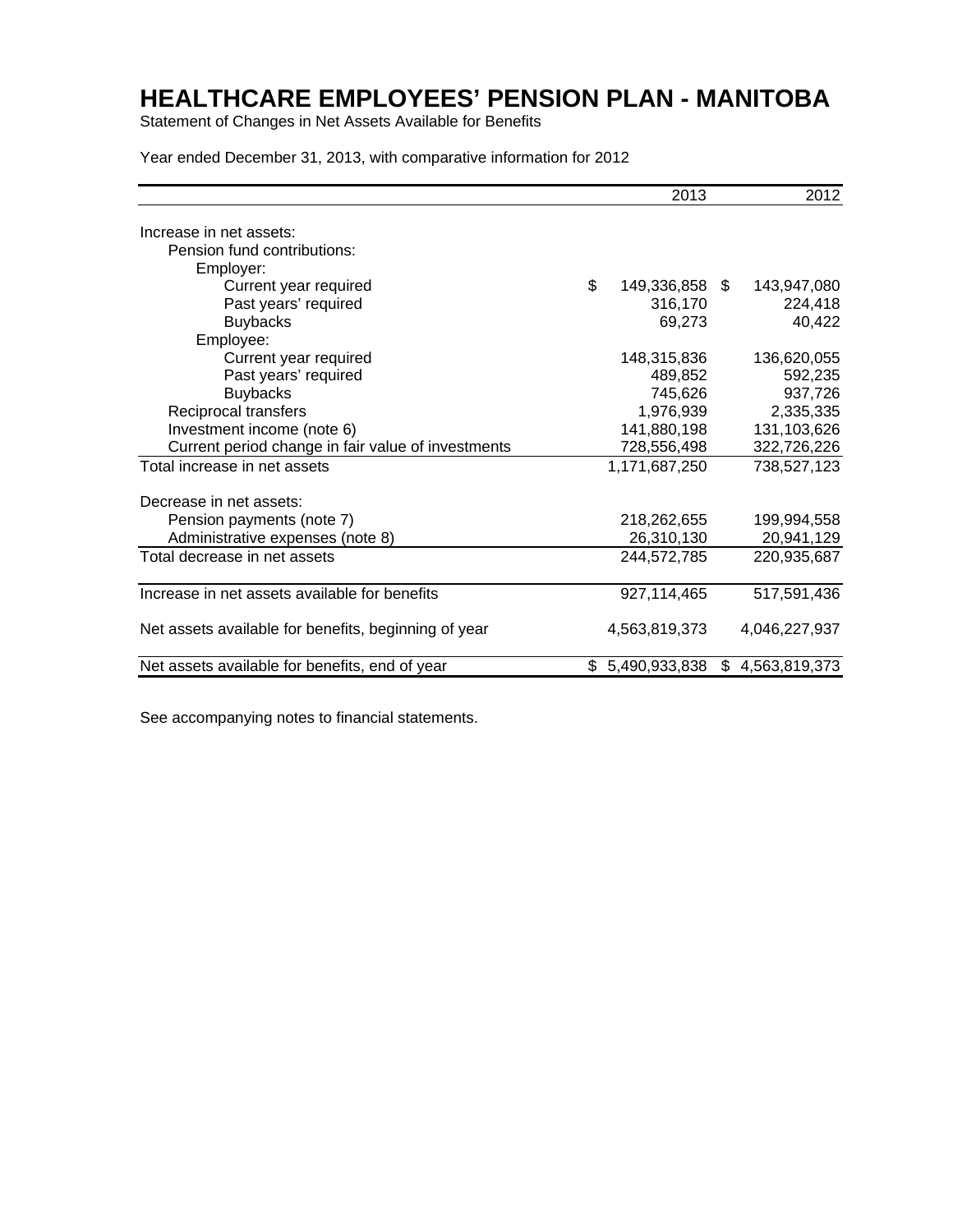# HEALTHCARE EMPLOYEES' PENSION PLAN - MANITOBA

Statement of Changes in Net Assets Available for Benefits

Year ended December 31, 2013, with comparative information for 2012

| | 2013 | 2012 |
|---|---|---|
| Increase in net assets: | | |
| Pension fund contributions: | | |
| Employer: | | |
| Current year required | $ 149,336,858 | $ 143,947,080 |
| Past years' required | 316,170 | 224,418 |
| Buybacks | 69,273 | 40,422 |
| Employee: | | |
| Current year required | 148,315,836 | 136,620,055 |
| Past years' required | 489,852 | 592,235 |
| Buybacks | 745,626 | 937,726 |
| Reciprocal transfers | 1,976,939 | 2,335,335 |
| Investment income (note 6) | 141,880,198 | 131,103,626 |
| Current period change in fair value of investments | 728,556,498 | 322,726,226 |
| Total increase in net assets | 1,171,687,250 | 738,527,123 |
| Decrease in net assets: | | |
| Pension payments (note 7) | 218,262,655 | 199,994,558 |
| Administrative expenses (note 8) | 26,310,130 | 20,941,129 |
| Total decrease in net assets | 244,572,785 | 220,935,687 |
| Increase in net assets available for benefits | 927,114,465 | 517,591,436 |
| Net assets available for benefits, beginning of year | 4,563,819,373 | 4,046,227,937 |
| Net assets available for benefits, end of year | $ 5,490,933,838 | $ 4,563,819,373 |

See accompanying notes to financial statements.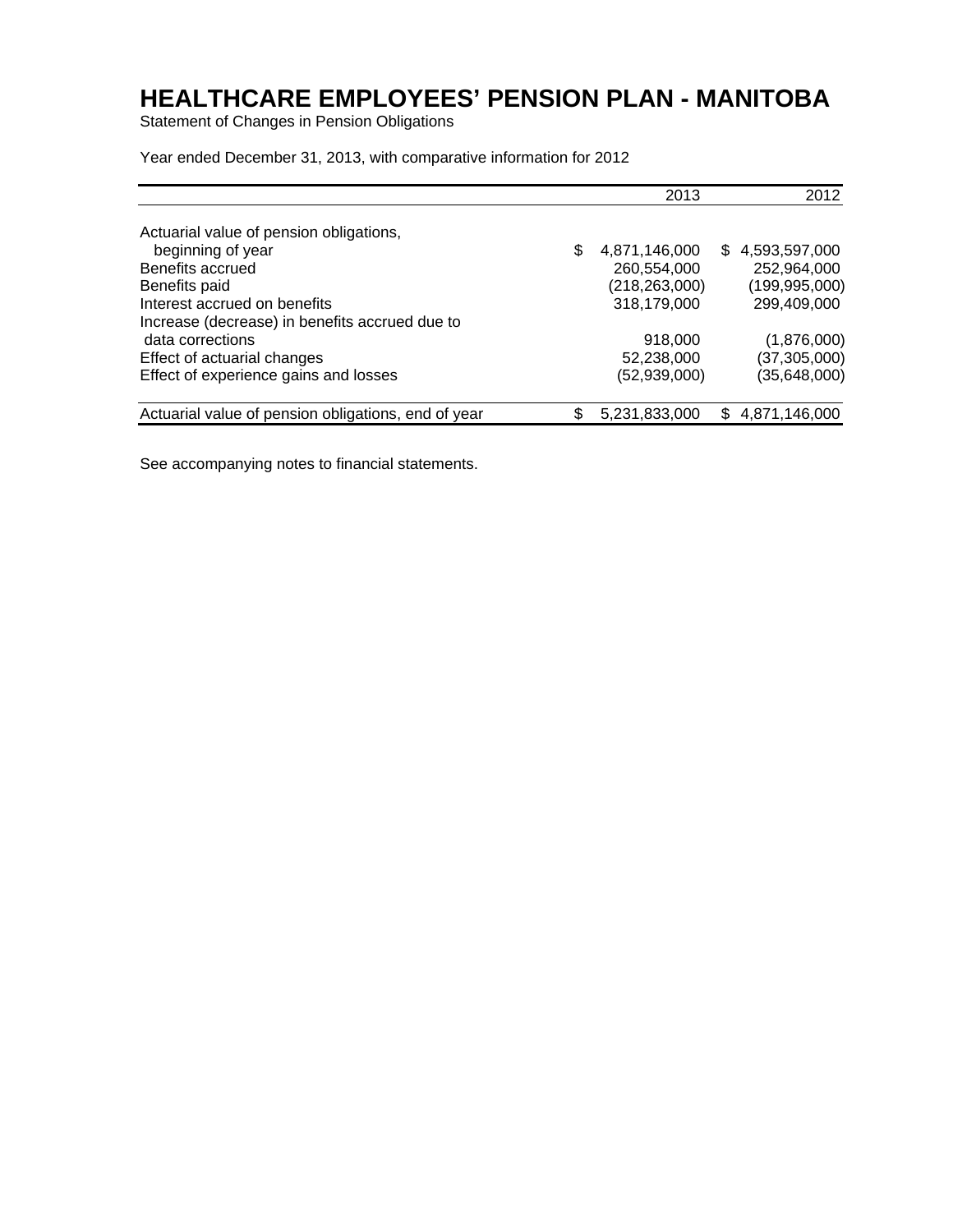# HEALTHCARE EMPLOYEES' PENSION PLAN - MANITOBA

Statement of Changes in Pension Obligations

Year ended December 31, 2013, with comparative information for 2012

| | 2013 | 2012 |
|---|---|---|
| Actuarial value of pension obligations, beginning of year | $ 4,871,146,000 | $ 4,593,597,000 |
| Benefits accrued | 260,554,000 | 252,964,000 |
| Benefits paid | (218,263,000) | (199,995,000) |
| Interest accrued on benefits | 318,179,000 | 299,409,000 |
| Increase (decrease) in benefits accrued due to data corrections | 918,000 | (1,876,000) |
| Effect of actuarial changes | 52,238,000 | (37,305,000) |
| Effect of experience gains and losses | (52,939,000) | (35,648,000) |
| Actuarial value of pension obligations, end of year | $ 5,231,833,000 | $ 4,871,146,000 |

See accompanying notes to financial statements.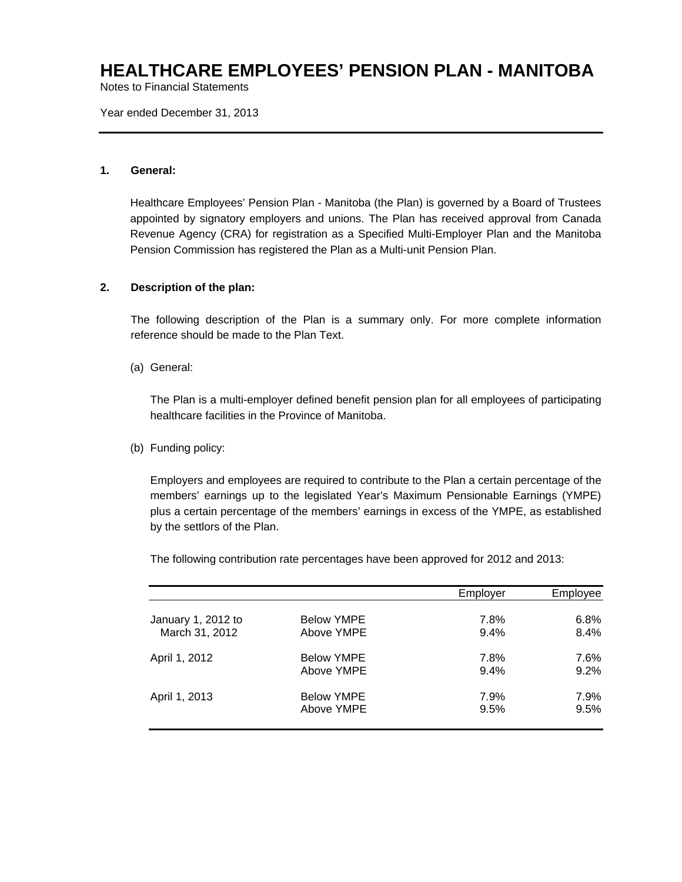# HEALTHCARE EMPLOYEES' PENSION PLAN - MANITOBA

Notes to Financial Statements

Year ended December 31, 2013

---

**1. General:**

Healthcare Employees' Pension Plan - Manitoba (the Plan) is governed by a Board of Trustees appointed by signatory employers and unions. The Plan has received approval from Canada Revenue Agency (CRA) for registration as a Specified Multi-Employer Plan and the Manitoba Pension Commission has registered the Plan as a Multi-unit Pension Plan.

**2. Description of the plan:**

The following description of the Plan is a summary only. For more complete information reference should be made to the Plan Text.

(a) General:

The Plan is a multi-employer defined benefit pension plan for all employees of participating healthcare facilities in the Province of Manitoba.

(b) Funding policy:

Employers and employees are required to contribute to the Plan a certain percentage of the members' earnings up to the legislated Year's Maximum Pensionable Earnings (YMPE) plus a certain percentage of the members' earnings in excess of the YMPE, as established by the settlors of the Plan.

The following contribution rate percentages have been approved for 2012 and 2013:

| | | Employer | Employee |
|---|---|---|---|
| January 1, 2012 to March 31, 2012 | Below YMPE | 7.8% | 6.8% |
| | Above YMPE | 9.4% | 8.4% |
| April 1, 2012 | Below YMPE | 7.8% | 7.6% |
| | Above YMPE | 9.4% | 9.2% |
| April 1, 2013 | Below YMPE | 7.9% | 7.9% |
| | Above YMPE | 9.5% | 9.5% |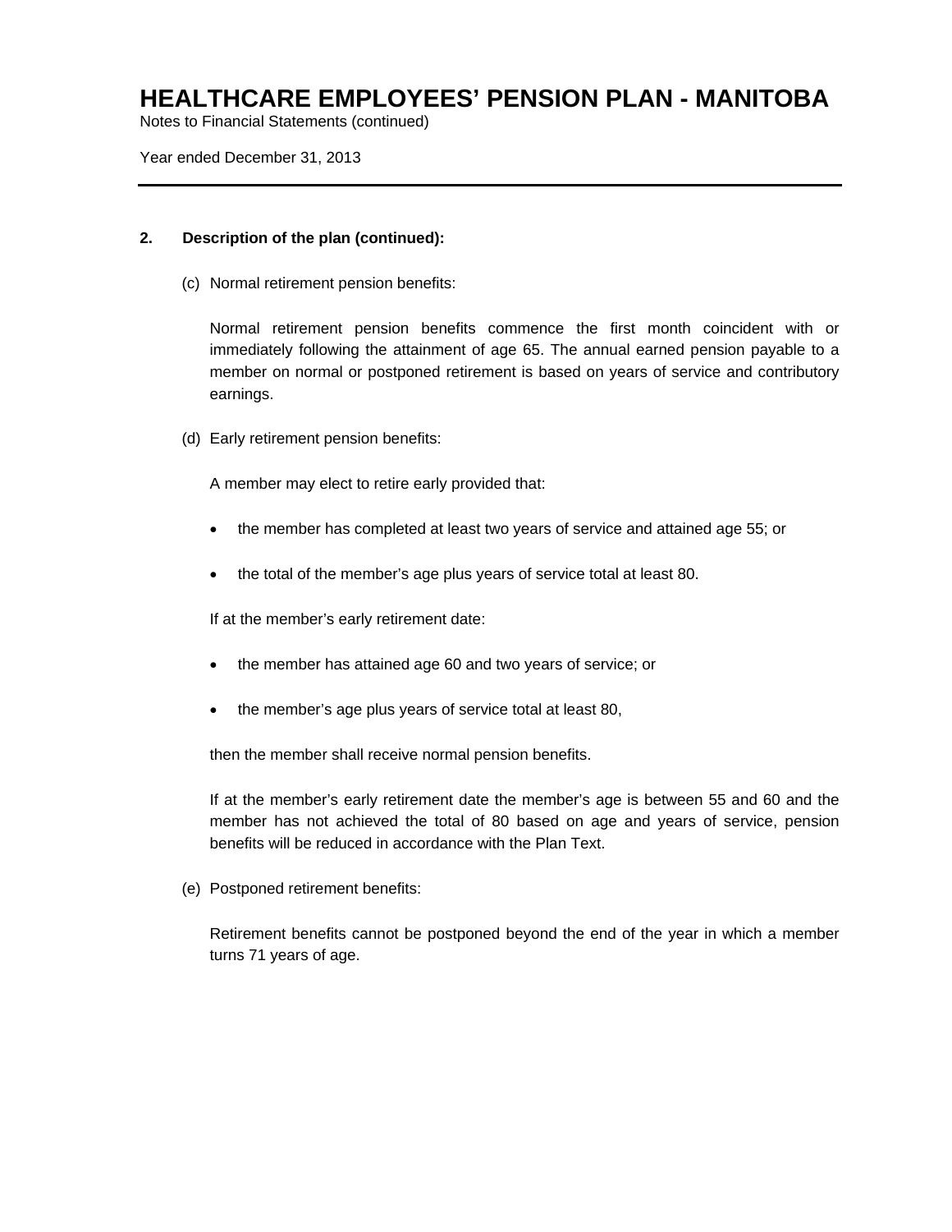# HEALTHCARE EMPLOYEES' PENSION PLAN - MANITOBA

Notes to Financial Statements (continued)

Year ended December 31, 2013

## 2. Description of the plan (continued):

(c) Normal retirement pension benefits:

Normal retirement pension benefits commence the first month coincident with or immediately following the attainment of age 65. The annual earned pension payable to a member on normal or postponed retirement is based on years of service and contributory earnings.

(d) Early retirement pension benefits:

A member may elect to retire early provided that:

- the member has completed at least two years of service and attained age 55; or
- the total of the member's age plus years of service total at least 80.

If at the member's early retirement date:

- the member has attained age 60 and two years of service; or
- the member's age plus years of service total at least 80,

then the member shall receive normal pension benefits.

If at the member's early retirement date the member's age is between 55 and 60 and the member has not achieved the total of 80 based on age and years of service, pension benefits will be reduced in accordance with the Plan Text.

(e) Postponed retirement benefits:

Retirement benefits cannot be postponed beyond the end of the year in which a member turns 71 years of age.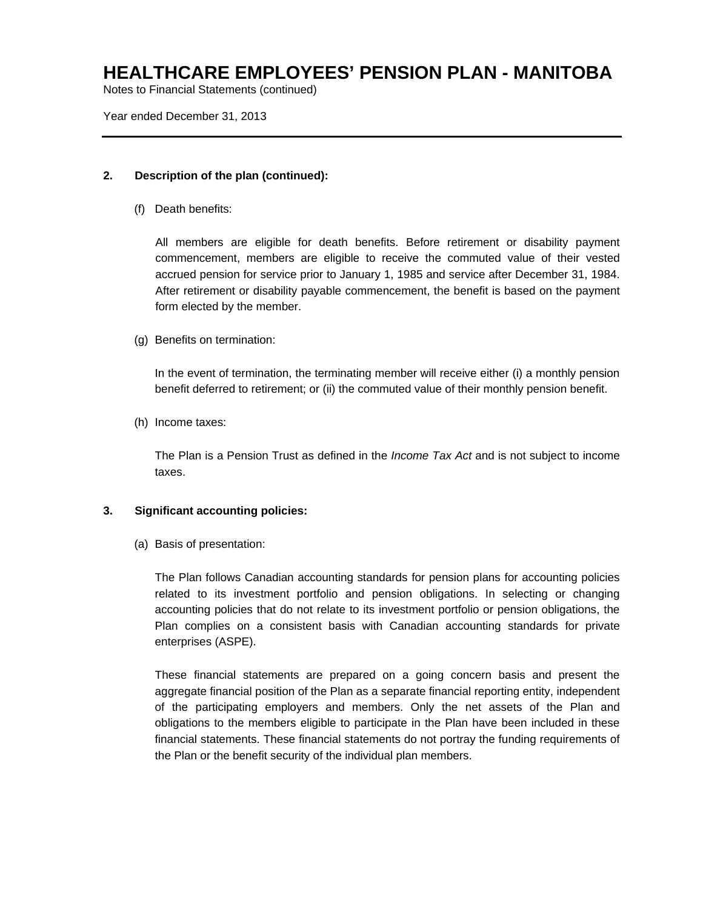## 2. Description of the plan (continued):

(f) Death benefits:

All members are eligible for death benefits. Before retirement or disability payment commencement, members are eligible to receive the commuted value of their vested accrued pension for service prior to January 1, 1985 and service after December 31, 1984. After retirement or disability payable commencement, the benefit is based on the payment form elected by the member.

(g) Benefits on termination:

In the event of termination, the terminating member will receive either (i) a monthly pension benefit deferred to retirement; or (ii) the commuted value of their monthly pension benefit.

(h) Income taxes:

The Plan is a Pension Trust as defined in the *Income Tax Act* and is not subject to income taxes.

## 3. Significant accounting policies:

(a) Basis of presentation:

The Plan follows Canadian accounting standards for pension plans for accounting policies related to its investment portfolio and pension obligations. In selecting or changing accounting policies that do not relate to its investment portfolio or pension obligations, the Plan complies on a consistent basis with Canadian accounting standards for private enterprises (ASPE).

These financial statements are prepared on a going concern basis and present the aggregate financial position of the Plan as a separate financial reporting entity, independent of the participating employers and members. Only the net assets of the Plan and obligations to the members eligible to participate in the Plan have been included in these financial statements. These financial statements do not portray the funding requirements of the Plan or the benefit security of the individual plan members.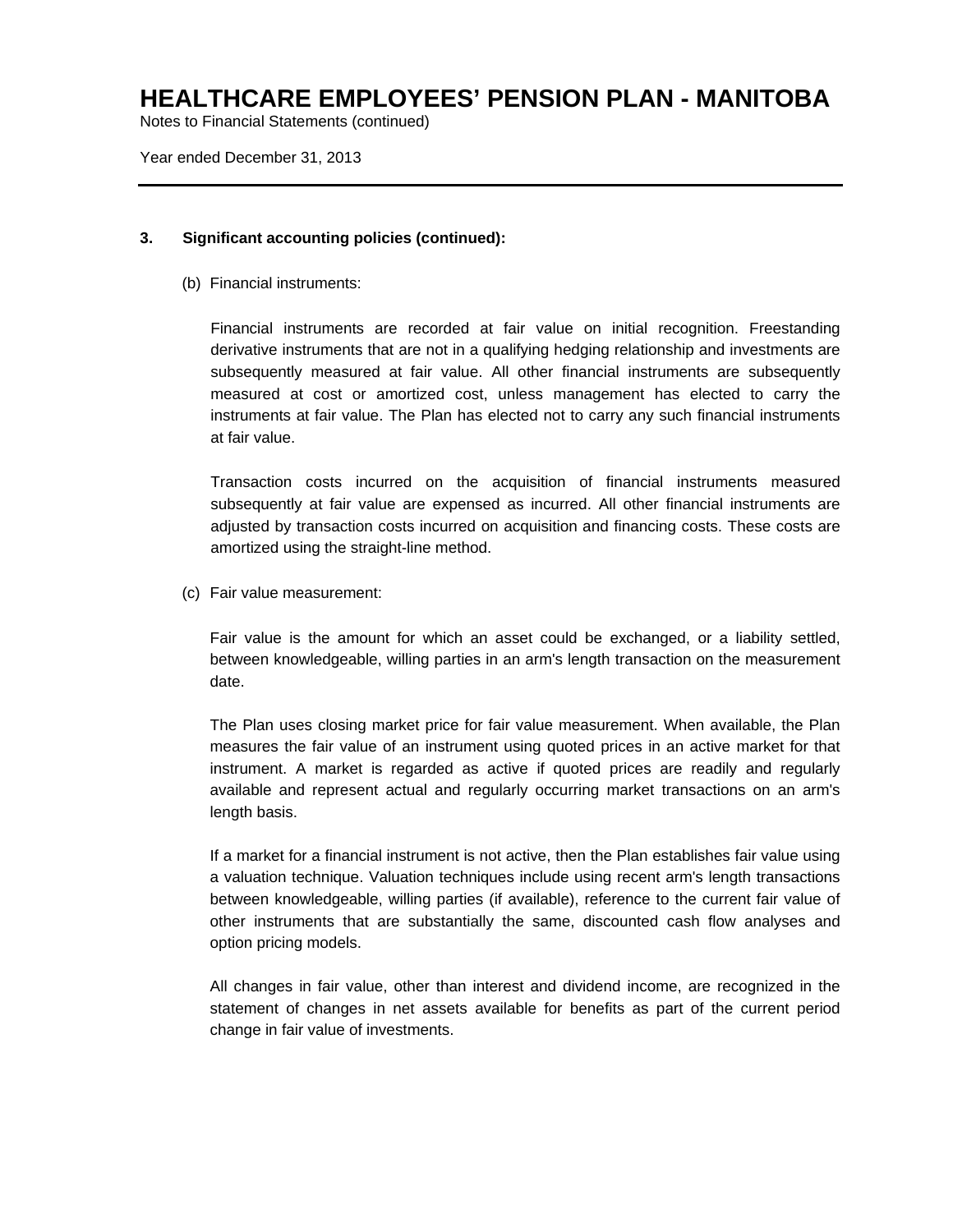### 3. Significant accounting policies (continued):

(b) Financial instruments:

Financial instruments are recorded at fair value on initial recognition. Freestanding derivative instruments that are not in a qualifying hedging relationship and investments are subsequently measured at fair value. All other financial instruments are subsequently measured at cost or amortized cost, unless management has elected to carry the instruments at fair value. The Plan has elected not to carry any such financial instruments at fair value.

Transaction costs incurred on the acquisition of financial instruments measured subsequently at fair value are expensed as incurred. All other financial instruments are adjusted by transaction costs incurred on acquisition and financing costs. These costs are amortized using the straight-line method.

(c) Fair value measurement:

Fair value is the amount for which an asset could be exchanged, or a liability settled, between knowledgeable, willing parties in an arm's length transaction on the measurement date.

The Plan uses closing market price for fair value measurement. When available, the Plan measures the fair value of an instrument using quoted prices in an active market for that instrument. A market is regarded as active if quoted prices are readily and regularly available and represent actual and regularly occurring market transactions on an arm's length basis.

If a market for a financial instrument is not active, then the Plan establishes fair value using a valuation technique. Valuation techniques include using recent arm's length transactions between knowledgeable, willing parties (if available), reference to the current fair value of other instruments that are substantially the same, discounted cash flow analyses and option pricing models.

All changes in fair value, other than interest and dividend income, are recognized in the statement of changes in net assets available for benefits as part of the current period change in fair value of investments.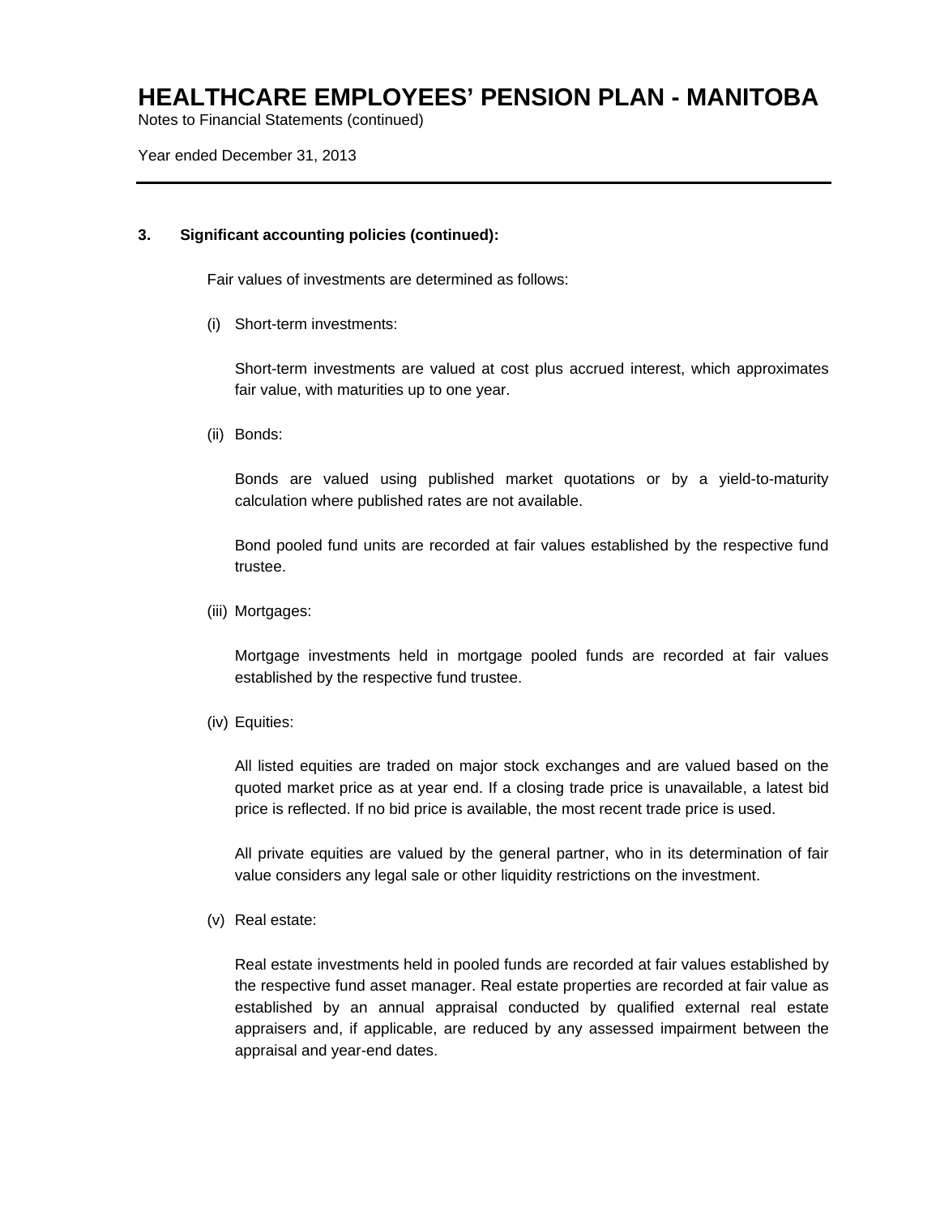### 3. Significant accounting policies (continued):

Fair values of investments are determined as follows:

(i) Short-term investments:

Short-term investments are valued at cost plus accrued interest, which approximates fair value, with maturities up to one year.

(ii) Bonds:

Bonds are valued using published market quotations or by a yield-to-maturity calculation where published rates are not available.

Bond pooled fund units are recorded at fair values established by the respective fund trustee.

(iii) Mortgages:

Mortgage investments held in mortgage pooled funds are recorded at fair values established by the respective fund trustee.

(iv) Equities:

All listed equities are traded on major stock exchanges and are valued based on the quoted market price as at year end. If a closing trade price is unavailable, a latest bid price is reflected. If no bid price is available, the most recent trade price is used.

All private equities are valued by the general partner, who in its determination of fair value considers any legal sale or other liquidity restrictions on the investment.

(v) Real estate:

Real estate investments held in pooled funds are recorded at fair values established by the respective fund asset manager. Real estate properties are recorded at fair value as established by an annual appraisal conducted by qualified external real estate appraisers and, if applicable, are reduced by any assessed impairment between the appraisal and year-end dates.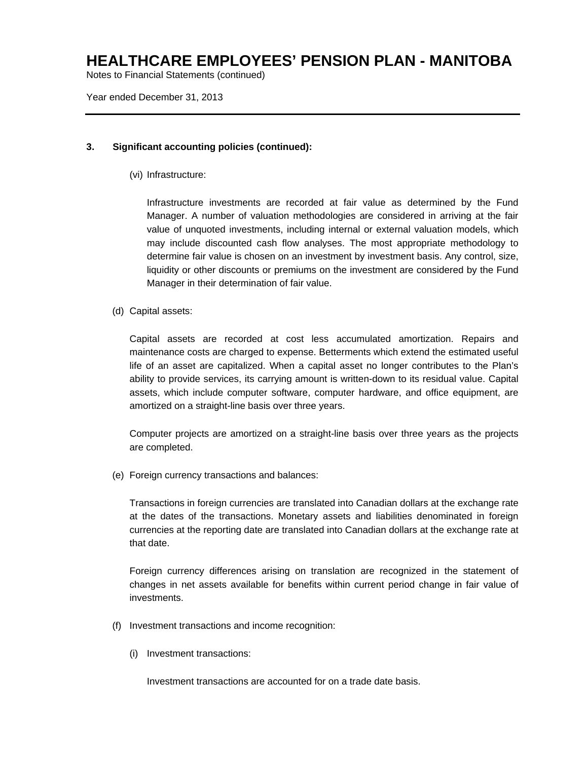### 3. Significant accounting policies (continued):

(vi) Infrastructure:

Infrastructure investments are recorded at fair value as determined by the Fund Manager. A number of valuation methodologies are considered in arriving at the fair value of unquoted investments, including internal or external valuation models, which may include discounted cash flow analyses. The most appropriate methodology to determine fair value is chosen on an investment by investment basis. Any control, size, liquidity or other discounts or premiums on the investment are considered by the Fund Manager in their determination of fair value.

(d) Capital assets:

Capital assets are recorded at cost less accumulated amortization. Repairs and maintenance costs are charged to expense. Betterments which extend the estimated useful life of an asset are capitalized. When a capital asset no longer contributes to the Plan's ability to provide services, its carrying amount is written-down to its residual value. Capital assets, which include computer software, computer hardware, and office equipment, are amortized on a straight-line basis over three years.

Computer projects are amortized on a straight-line basis over three years as the projects are completed.

(e) Foreign currency transactions and balances:

Transactions in foreign currencies are translated into Canadian dollars at the exchange rate at the dates of the transactions. Monetary assets and liabilities denominated in foreign currencies at the reporting date are translated into Canadian dollars at the exchange rate at that date.

Foreign currency differences arising on translation are recognized in the statement of changes in net assets available for benefits within current period change in fair value of investments.

(f) Investment transactions and income recognition:

(i) Investment transactions:

Investment transactions are accounted for on a trade date basis.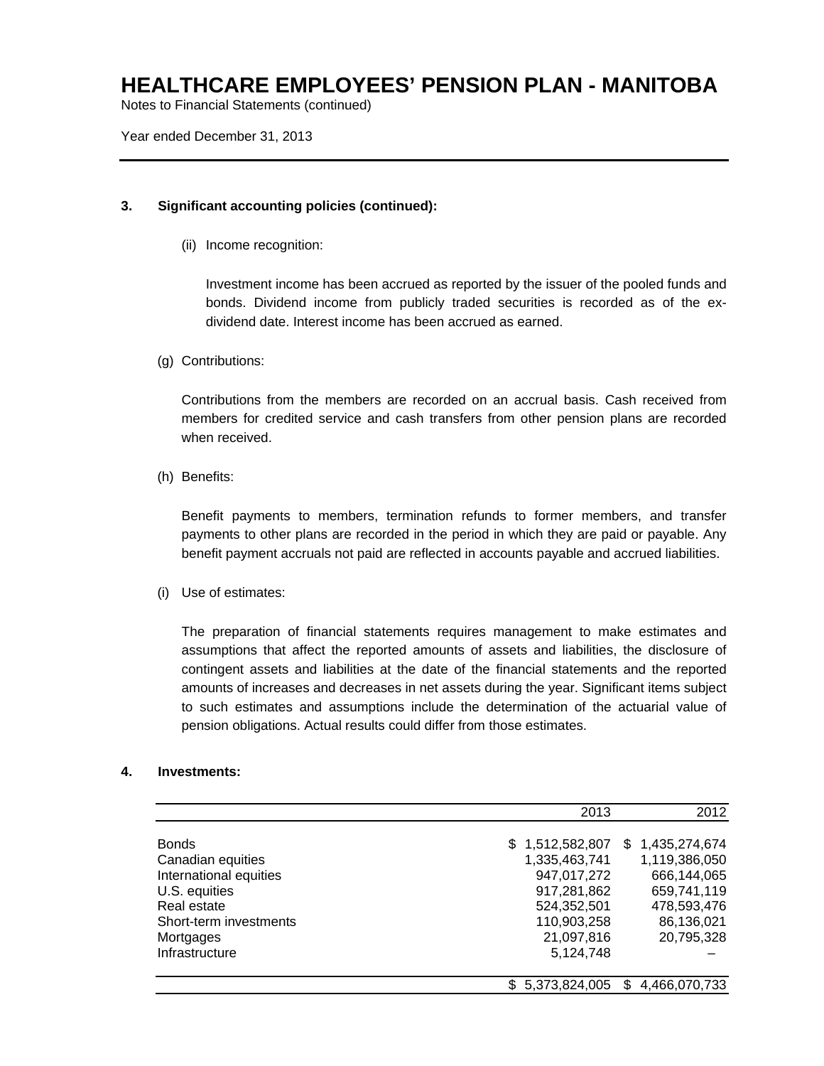### 3. Significant accounting policies (continued):

(ii) Income recognition:

Investment income has been accrued as reported by the issuer of the pooled funds and bonds. Dividend income from publicly traded securities is recorded as of the ex-dividend date. Interest income has been accrued as earned.

(g) Contributions:

Contributions from the members are recorded on an accrual basis. Cash received from members for credited service and cash transfers from other pension plans are recorded when received.

(h) Benefits:

Benefit payments to members, termination refunds to former members, and transfer payments to other plans are recorded in the period in which they are paid or payable. Any benefit payment accruals not paid are reflected in accounts payable and accrued liabilities.

(i) Use of estimates:

The preparation of financial statements requires management to make estimates and assumptions that affect the reported amounts of assets and liabilities, the disclosure of contingent assets and liabilities at the date of the financial statements and the reported amounts of increases and decreases in net assets during the year. Significant items subject to such estimates and assumptions include the determination of the actuarial value of pension obligations. Actual results could differ from those estimates.

### 4. Investments:

| | 2013 | 2012 |
|---|---|---|
| Bonds | $ 1,512,582,807 | $ 1,435,274,674 |
| Canadian equities | 1,335,463,741 | 1,119,386,050 |
| International equities | 947,017,272 | 666,144,065 |
| U.S. equities | 917,281,862 | 659,741,119 |
| Real estate | 524,352,501 | 478,593,476 |
| Short-term investments | 110,903,258 | 86,136,021 |
| Mortgages | 21,097,816 | 20,795,328 |
| Infrastructure | 5,124,748 | – |
| | $ 5,373,824,005 | $ 4,466,070,733 |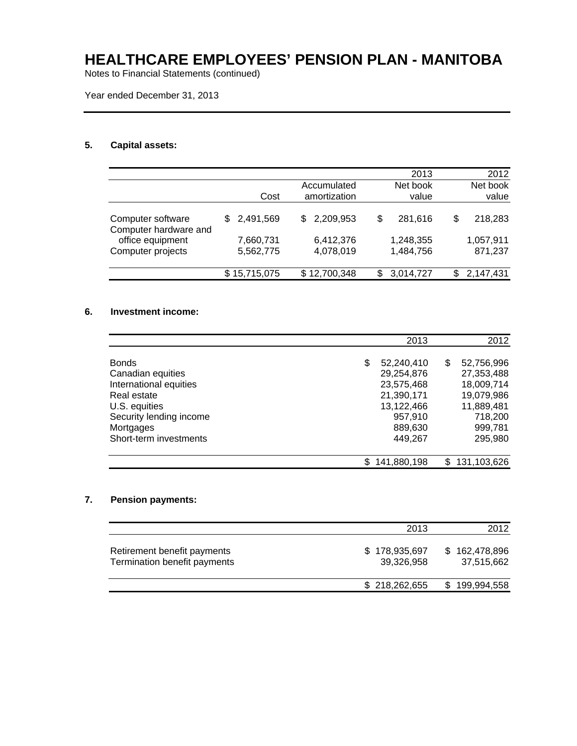# HEALTHCARE EMPLOYEES' PENSION PLAN - MANITOBA

Notes to Financial Statements (continued)

Year ended December 31, 2013

## 5. Capital assets:

| | Cost | Accumulated amortization | 2013 Net book value | 2012 Net book value |
|---|---|---|---|---|
| Computer software | $ 2,491,569 | $ 2,209,953 | $ 281,616 | $ 218,283 |
| Computer hardware and office equipment | 7,660,731 | 6,412,376 | 1,248,355 | 1,057,911 |
| Computer projects | 5,562,775 | 4,078,019 | 1,484,756 | 871,237 |
| | $ 15,715,075 | $ 12,700,348 | $ 3,014,727 | $ 2,147,431 |

## 6. Investment income:

| | 2013 | 2012 |
|---|---|---|
| Bonds | $ 52,240,410 | $ 52,756,996 |
| Canadian equities | 29,254,876 | 27,353,488 |
| International equities | 23,575,468 | 18,009,714 |
| Real estate | 21,390,171 | 19,079,986 |
| U.S. equities | 13,122,466 | 11,889,481 |
| Security lending income | 957,910 | 718,200 |
| Mortgages | 889,630 | 999,781 |
| Short-term investments | 449,267 | 295,980 |
| | $ 141,880,198 | $ 131,103,626 |

## 7. Pension payments:

| | 2013 | 2012 |
|---|---|---|
| Retirement benefit payments | $ 178,935,697 | $ 162,478,896 |
| Termination benefit payments | 39,326,958 | 37,515,662 |
| | $ 218,262,655 | $ 199,994,558 |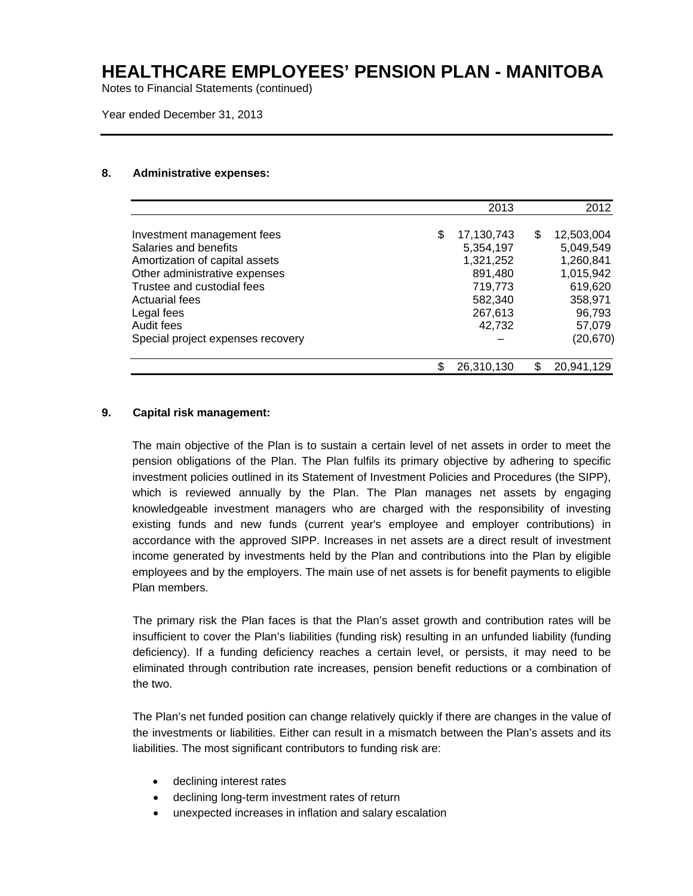## 8. Administrative expenses:

| | 2013 | 2012 |
|---|---|---|
| Investment management fees | $ 17,130,743 | $ 12,503,004 |
| Salaries and benefits | 5,354,197 | 5,049,549 |
| Amortization of capital assets | 1,321,252 | 1,260,841 |
| Other administrative expenses | 891,480 | 1,015,942 |
| Trustee and custodial fees | 719,773 | 619,620 |
| Actuarial fees | 582,340 | 358,971 |
| Legal fees | 267,613 | 96,793 |
| Audit fees | 42,732 | 57,079 |
| Special project expenses recovery | – | (20,670) |
| | $ 26,310,130 | $ 20,941,129 |

## 9. Capital risk management:

The main objective of the Plan is to sustain a certain level of net assets in order to meet the pension obligations of the Plan. The Plan fulfils its primary objective by adhering to specific investment policies outlined in its Statement of Investment Policies and Procedures (the SIPP), which is reviewed annually by the Plan. The Plan manages net assets by engaging knowledgeable investment managers who are charged with the responsibility of investing existing funds and new funds (current year's employee and employer contributions) in accordance with the approved SIPP. Increases in net assets are a direct result of investment income generated by investments held by the Plan and contributions into the Plan by eligible employees and by the employers. The main use of net assets is for benefit payments to eligible Plan members.

The primary risk the Plan faces is that the Plan's asset growth and contribution rates will be insufficient to cover the Plan's liabilities (funding risk) resulting in an unfunded liability (funding deficiency). If a funding deficiency reaches a certain level, or persists, it may need to be eliminated through contribution rate increases, pension benefit reductions or a combination of the two.

The Plan's net funded position can change relatively quickly if there are changes in the value of the investments or liabilities. Either can result in a mismatch between the Plan's assets and its liabilities. The most significant contributors to funding risk are:

- declining interest rates
- declining long-term investment rates of return
- unexpected increases in inflation and salary escalation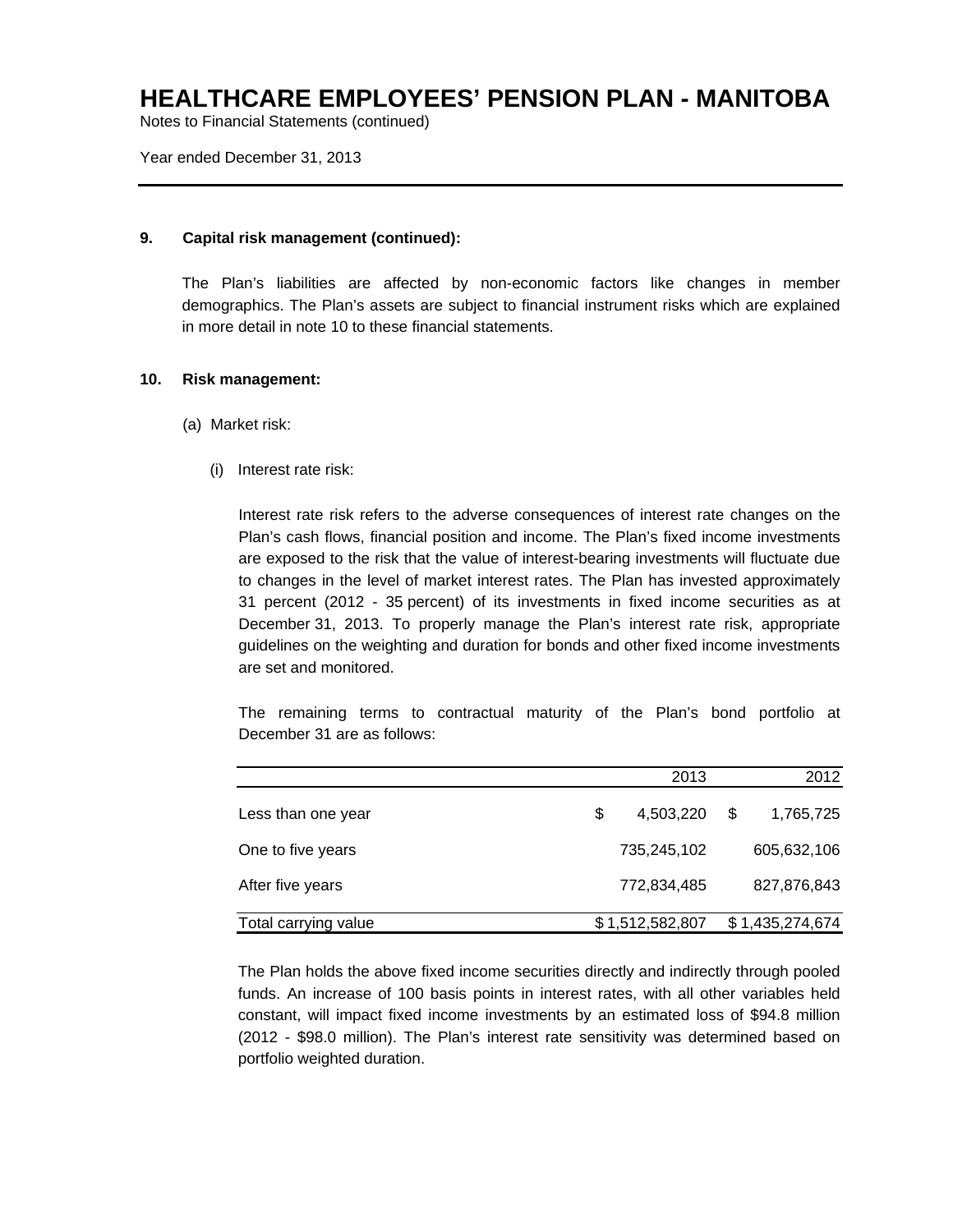### 9. Capital risk management (continued):

The Plan's liabilities are affected by non-economic factors like changes in member demographics. The Plan's assets are subject to financial instrument risks which are explained in more detail in note 10 to these financial statements.

### 10. Risk management:

(a) Market risk:

(i) Interest rate risk:

Interest rate risk refers to the adverse consequences of interest rate changes on the Plan's cash flows, financial position and income. The Plan's fixed income investments are exposed to the risk that the value of interest-bearing investments will fluctuate due to changes in the level of market interest rates. The Plan has invested approximately 31 percent (2012 - 35 percent) of its investments in fixed income securities as at December 31, 2013. To properly manage the Plan's interest rate risk, appropriate guidelines on the weighting and duration for bonds and other fixed income investments are set and monitored.

The remaining terms to contractual maturity of the Plan's bond portfolio at December 31 are as follows:

| | 2013 | 2012 |
|---|---|---|
| Less than one year | $ 4,503,220 | $ 1,765,725 |
| One to five years | 735,245,102 | 605,632,106 |
| After five years | 772,834,485 | 827,876,843 |
| Total carrying value | $ 1,512,582,807 | $ 1,435,274,674 |

The Plan holds the above fixed income securities directly and indirectly through pooled funds. An increase of 100 basis points in interest rates, with all other variables held constant, will impact fixed income investments by an estimated loss of $94.8 million (2012 - $98.0 million). The Plan's interest rate sensitivity was determined based on portfolio weighted duration.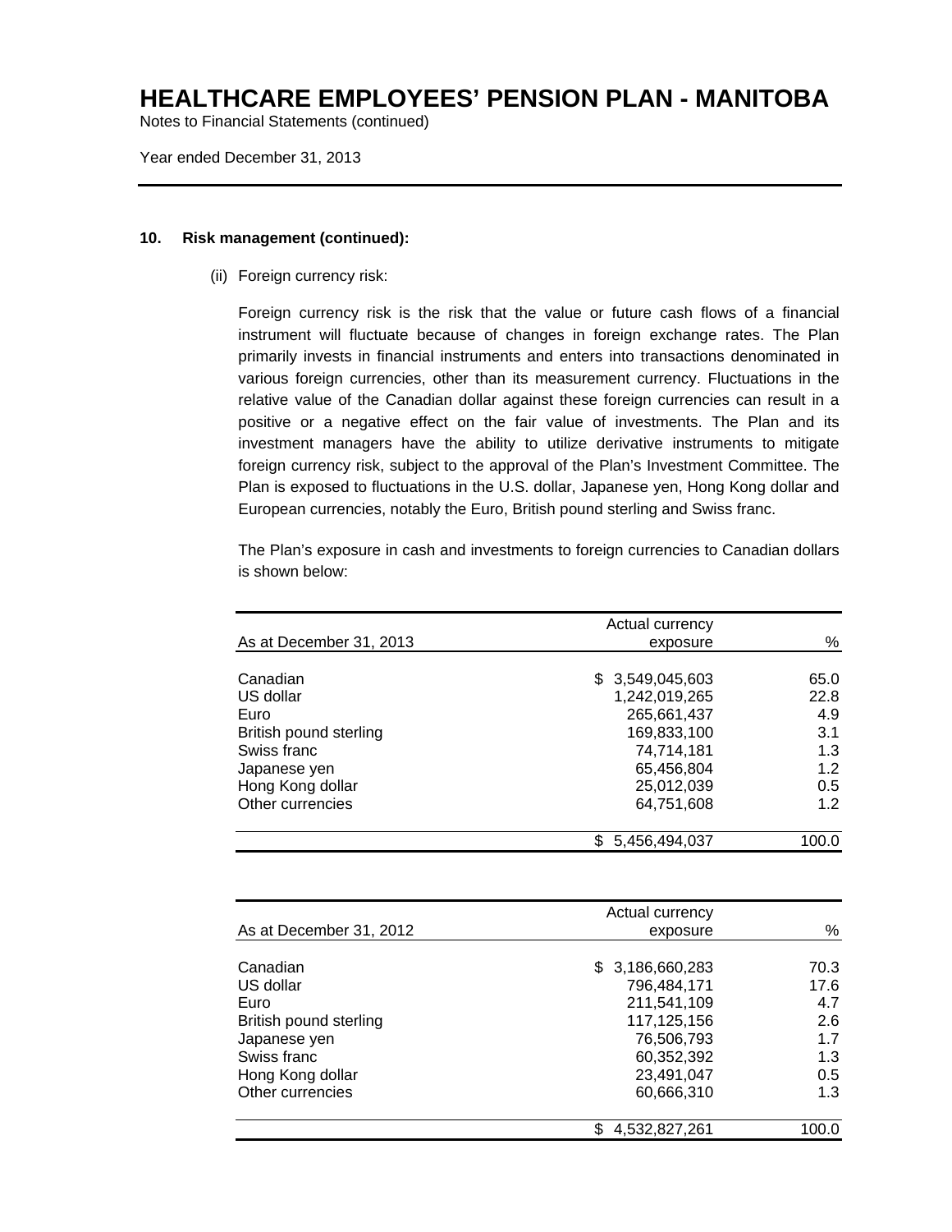# HEALTHCARE EMPLOYEES' PENSION PLAN - MANITOBA

Notes to Financial Statements (continued)

Year ended December 31, 2013

**10. Risk management (continued):**

(ii) Foreign currency risk:

Foreign currency risk is the risk that the value or future cash flows of a financial instrument will fluctuate because of changes in foreign exchange rates. The Plan primarily invests in financial instruments and enters into transactions denominated in various foreign currencies, other than its measurement currency. Fluctuations in the relative value of the Canadian dollar against these foreign currencies can result in a positive or a negative effect on the fair value of investments. The Plan and its investment managers have the ability to utilize derivative instruments to mitigate foreign currency risk, subject to the approval of the Plan's Investment Committee. The Plan is exposed to fluctuations in the U.S. dollar, Japanese yen, Hong Kong dollar and European currencies, notably the Euro, British pound sterling and Swiss franc.

The Plan's exposure in cash and investments to foreign currencies to Canadian dollars is shown below:

| As at December 31, 2013 | Actual currency exposure | % |
|---|---|---|
| Canadian | $ 3,549,045,603 | 65.0 |
| US dollar | 1,242,019,265 | 22.8 |
| Euro | 265,661,437 | 4.9 |
| British pound sterling | 169,833,100 | 3.1 |
| Swiss franc | 74,714,181 | 1.3 |
| Japanese yen | 65,456,804 | 1.2 |
| Hong Kong dollar | 25,012,039 | 0.5 |
| Other currencies | 64,751,608 | 1.2 |
| | $ 5,456,494,037 | 100.0 |

| As at December 31, 2012 | Actual currency exposure | % |
|---|---|---|
| Canadian | $ 3,186,660,283 | 70.3 |
| US dollar | 796,484,171 | 17.6 |
| Euro | 211,541,109 | 4.7 |
| British pound sterling | 117,125,156 | 2.6 |
| Japanese yen | 76,506,793 | 1.7 |
| Swiss franc | 60,352,392 | 1.3 |
| Hong Kong dollar | 23,491,047 | 0.5 |
| Other currencies | 60,666,310 | 1.3 |
| | $ 4,532,827,261 | 100.0 |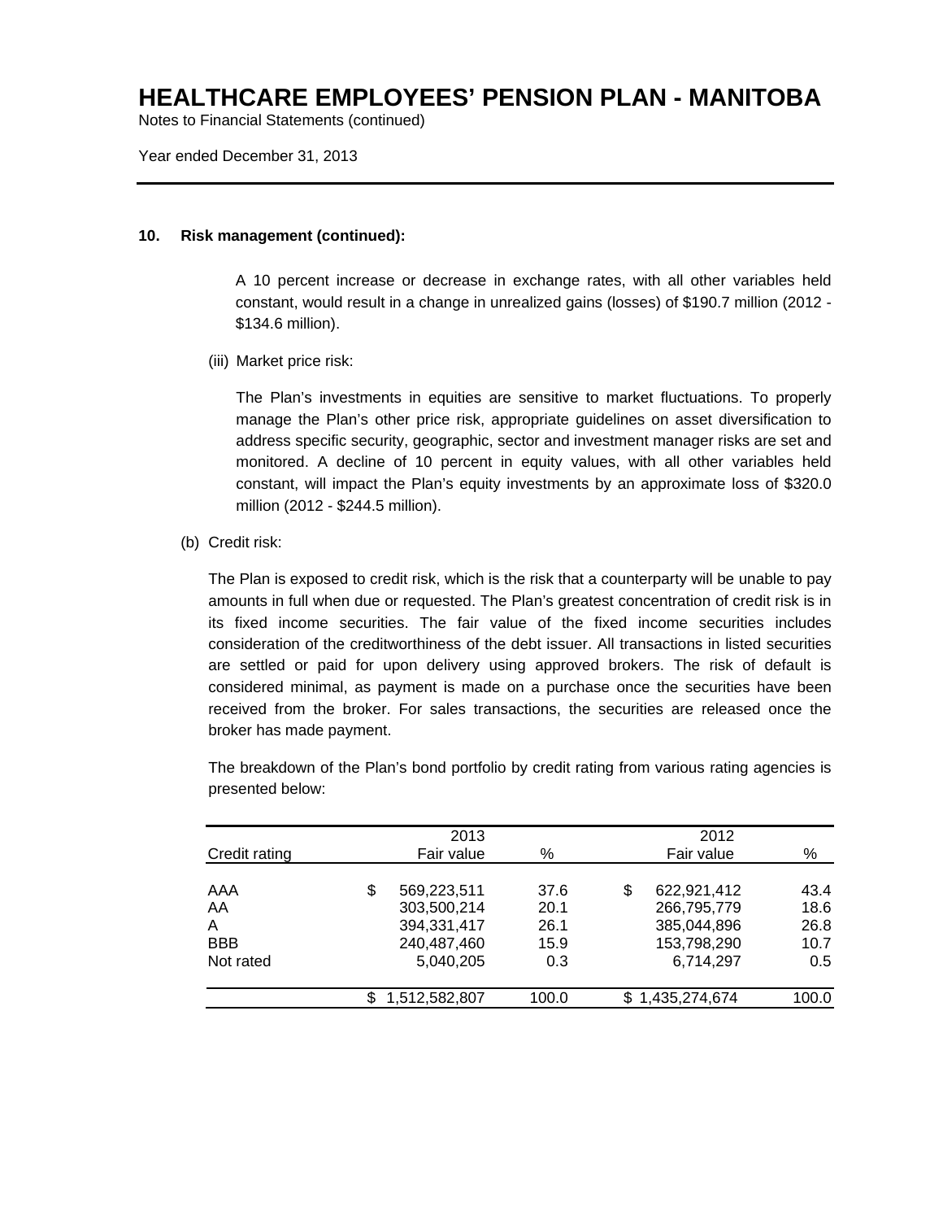### 10. Risk management (continued):

A 10 percent increase or decrease in exchange rates, with all other variables held constant, would result in a change in unrealized gains (losses) of $190.7 million (2012 - $134.6 million).

(iii) Market price risk:

The Plan's investments in equities are sensitive to market fluctuations. To properly manage the Plan's other price risk, appropriate guidelines on asset diversification to address specific security, geographic, sector and investment manager risks are set and monitored. A decline of 10 percent in equity values, with all other variables held constant, will impact the Plan's equity investments by an approximate loss of $320.0 million (2012 - $244.5 million).

(b) Credit risk:

The Plan is exposed to credit risk, which is the risk that a counterparty will be unable to pay amounts in full when due or requested. The Plan's greatest concentration of credit risk is in its fixed income securities. The fair value of the fixed income securities includes consideration of the creditworthiness of the debt issuer. All transactions in listed securities are settled or paid for upon delivery using approved brokers. The risk of default is considered minimal, as payment is made on a purchase once the securities have been received from the broker. For sales transactions, the securities are released once the broker has made payment.

The breakdown of the Plan's bond portfolio by credit rating from various rating agencies is presented below:

| Credit rating | 2013 Fair value | % | 2012 Fair value | % |
|---|---|---|---|---|
| AAA | $ 569,223,511 | 37.6 | $ 622,921,412 | 43.4 |
| AA | 303,500,214 | 20.1 | 266,795,779 | 18.6 |
| A | 394,331,417 | 26.1 | 385,044,896 | 26.8 |
| BBB | 240,487,460 | 15.9 | 153,798,290 | 10.7 |
| Not rated | 5,040,205 | 0.3 | 6,714,297 | 0.5 |
| | $ 1,512,582,807 | 100.0 | $ 1,435,274,674 | 100.0 |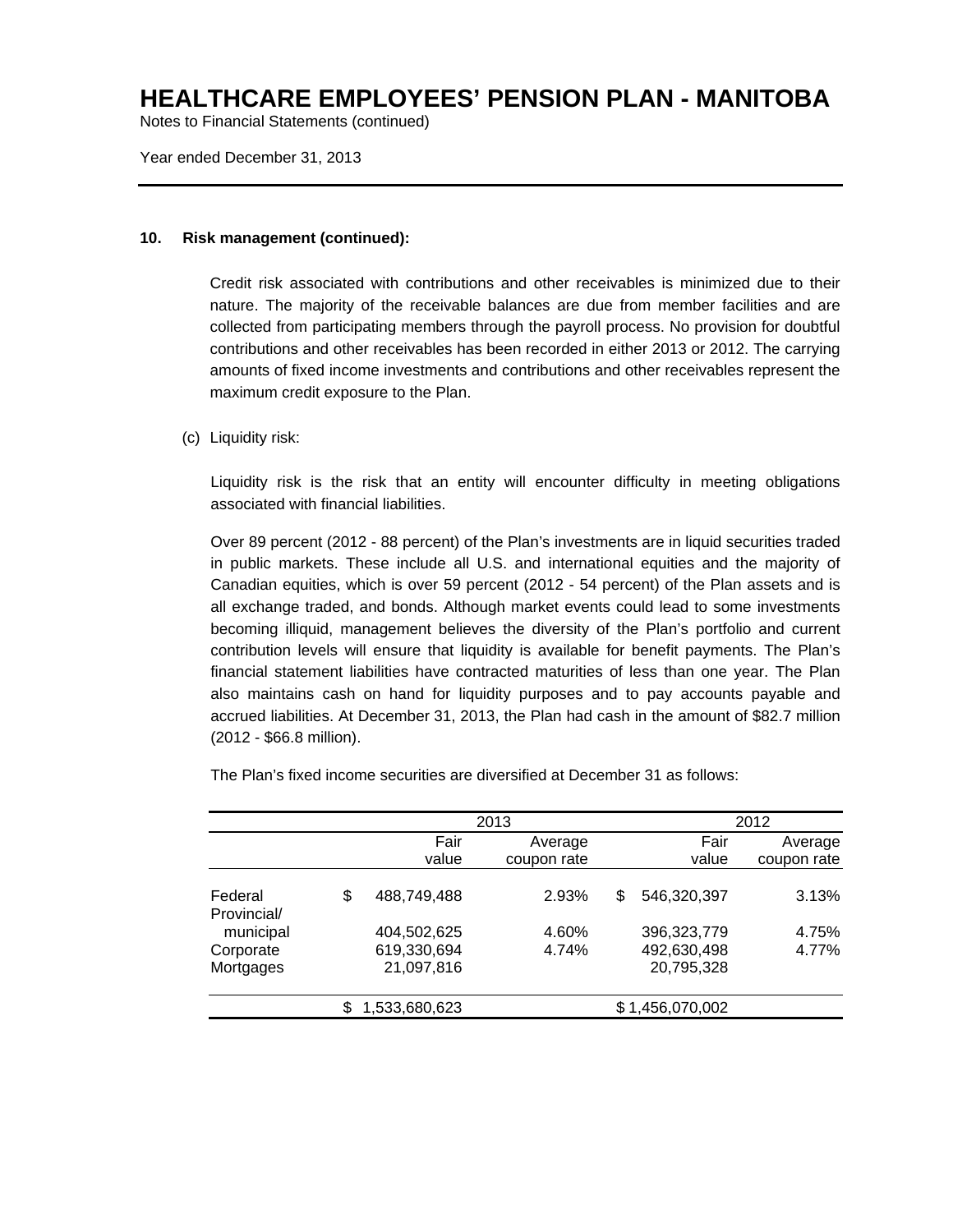# HEALTHCARE EMPLOYEES' PENSION PLAN - MANITOBA

Notes to Financial Statements (continued)

Year ended December 31, 2013

**10. Risk management (continued):**

Credit risk associated with contributions and other receivables is minimized due to their nature. The majority of the receivable balances are due from member facilities and are collected from participating members through the payroll process. No provision for doubtful contributions and other receivables has been recorded in either 2013 or 2012. The carrying amounts of fixed income investments and contributions and other receivables represent the maximum credit exposure to the Plan.

(c) Liquidity risk:

Liquidity risk is the risk that an entity will encounter difficulty in meeting obligations associated with financial liabilities.

Over 89 percent (2012 - 88 percent) of the Plan's investments are in liquid securities traded in public markets. These include all U.S. and international equities and the majority of Canadian equities, which is over 59 percent (2012 - 54 percent) of the Plan assets and is all exchange traded, and bonds. Although market events could lead to some investments becoming illiquid, management believes the diversity of the Plan's portfolio and current contribution levels will ensure that liquidity is available for benefit payments. The Plan's financial statement liabilities have contracted maturities of less than one year. The Plan also maintains cash on hand for liquidity purposes and to pay accounts payable and accrued liabilities. At December 31, 2013, the Plan had cash in the amount of $82.7 million (2012 - $66.8 million).

The Plan's fixed income securities are diversified at December 31 as follows:

| | 2013 | | 2012 | |
|---|---|---|---|---|
| | Fair value | Average coupon rate | Fair value | Average coupon rate |
| Federal | $ 488,749,488 | 2.93% | $ 546,320,397 | 3.13% |
| Provincial/ municipal | 404,502,625 | 4.60% | 396,323,779 | 4.75% |
| Corporate | 619,330,694 | 4.74% | 492,630,498 | 4.77% |
| Mortgages | 21,097,816 | | 20,795,328 | |
| | $ 1,533,680,623 | | $ 1,456,070,002 | |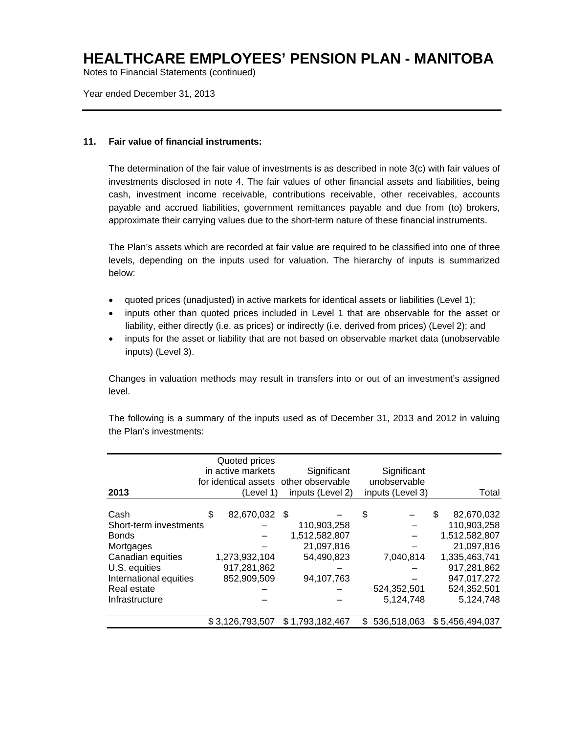# HEALTHCARE EMPLOYEES' PENSION PLAN - MANITOBA

Notes to Financial Statements (continued)

Year ended December 31, 2013

## 11. Fair value of financial instruments:

The determination of the fair value of investments is as described in note 3(c) with fair values of investments disclosed in note 4. The fair values of other financial assets and liabilities, being cash, investment income receivable, contributions receivable, other receivables, accounts payable and accrued liabilities, government remittances payable and due from (to) brokers, approximate their carrying values due to the short-term nature of these financial instruments.

The Plan's assets which are recorded at fair value are required to be classified into one of three levels, depending on the inputs used for valuation. The hierarchy of inputs is summarized below:

- quoted prices (unadjusted) in active markets for identical assets or liabilities (Level 1);
- inputs other than quoted prices included in Level 1 that are observable for the asset or liability, either directly (i.e. as prices) or indirectly (i.e. derived from prices) (Level 2); and
- inputs for the asset or liability that are not based on observable market data (unobservable inputs) (Level 3).

Changes in valuation methods may result in transfers into or out of an investment's assigned level.

The following is a summary of the inputs used as of December 31, 2013 and 2012 in valuing the Plan's investments:

| 2013 | Quoted prices in active markets for identical assets (Level 1) | Significant other observable inputs (Level 2) | Significant unobservable inputs (Level 3) | Total |
|---|---|---|---|---|
| Cash | $ 82,670,032 | $ – | $ – | $ 82,670,032 |
| Short-term investments | – | 110,903,258 | – | 110,903,258 |
| Bonds | – | 1,512,582,807 | – | 1,512,582,807 |
| Mortgages | – | 21,097,816 | – | 21,097,816 |
| Canadian equities | 1,273,932,104 | 54,490,823 | 7,040,814 | 1,335,463,741 |
| U.S. equities | 917,281,862 | – | – | 917,281,862 |
| International equities | 852,909,509 | 94,107,763 | – | 947,017,272 |
| Real estate | – | – | 524,352,501 | 524,352,501 |
| Infrastructure | – | – | 5,124,748 | 5,124,748 |
| | $ 3,126,793,507 | $ 1,793,182,467 | $ 536,518,063 | $ 5,456,494,037 |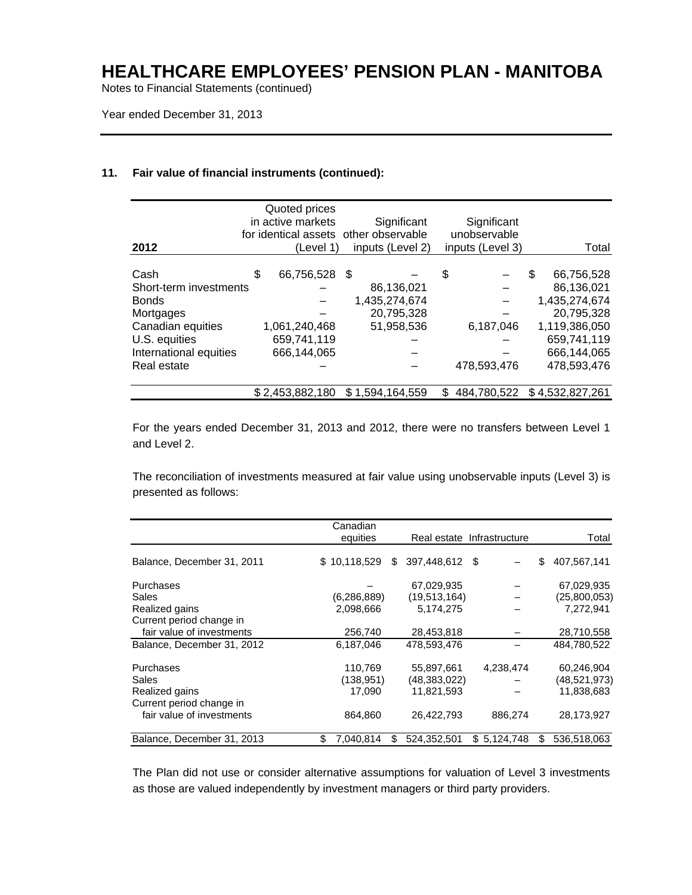### 11. Fair value of financial instruments (continued):

| 2012 | Quoted prices in active markets for identical assets (Level 1) | Significant other observable inputs (Level 2) | Significant unobservable inputs (Level 3) | Total |
|---|---|---|---|---|
| Cash | $ 66,756,528 | $ – | $ – | $ 66,756,528 |
| Short-term investments | – | 86,136,021 | – | 86,136,021 |
| Bonds | – | 1,435,274,674 | – | 1,435,274,674 |
| Mortgages | – | 20,795,328 | – | 20,795,328 |
| Canadian equities | 1,061,240,468 | 51,958,536 | 6,187,046 | 1,119,386,050 |
| U.S. equities | 659,741,119 | – | – | 659,741,119 |
| International equities | 666,144,065 | – | – | 666,144,065 |
| Real estate | – | – | 478,593,476 | 478,593,476 |
| | $ 2,453,882,180 | $ 1,594,164,559 | $ 484,780,522 | $ 4,532,827,261 |

For the years ended December 31, 2013 and 2012, there were no transfers between Level 1 and Level 2.

The reconciliation of investments measured at fair value using unobservable inputs (Level 3) is presented as follows:

| | Canadian equities | Real estate | Infrastructure | Total |
|---|---|---|---|---|
| Balance, December 31, 2011 | $ 10,118,529 | $ 397,448,612 | $ – | $ 407,567,141 |
| Purchases | – | 67,029,935 | – | 67,029,935 |
| Sales | (6,286,889) | (19,513,164) | – | (25,800,053) |
| Realized gains | 2,098,666 | 5,174,275 | – | 7,272,941 |
| Current period change in fair value of investments | 256,740 | 28,453,818 | – | 28,710,558 |
| Balance, December 31, 2012 | 6,187,046 | 478,593,476 | – | 484,780,522 |
| Purchases | 110,769 | 55,897,661 | 4,238,474 | 60,246,904 |
| Sales | (138,951) | (48,383,022) | – | (48,521,973) |
| Realized gains | 17,090 | 11,821,593 | – | 11,838,683 |
| Current period change in fair value of investments | 864,860 | 26,422,793 | 886,274 | 28,173,927 |
| Balance, December 31, 2013 | $ 7,040,814 | $ 524,352,501 | $ 5,124,748 | $ 536,518,063 |

The Plan did not use or consider alternative assumptions for valuation of Level 3 investments as those are valued independently by investment managers or third party providers.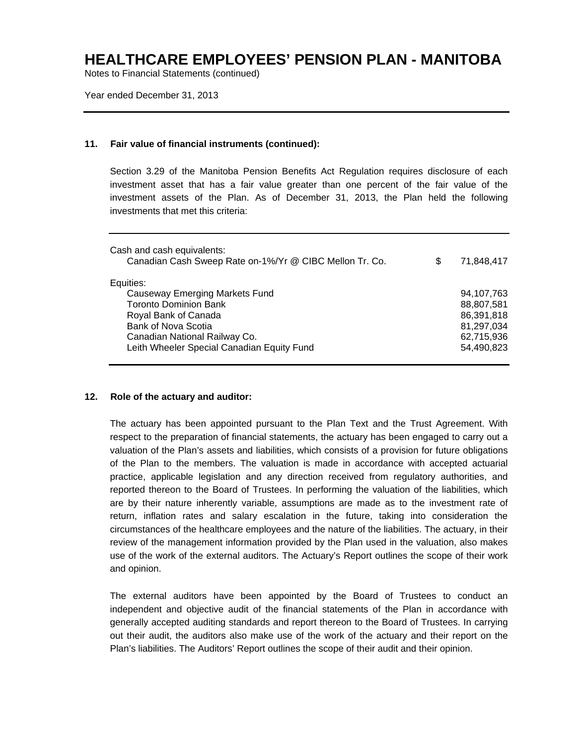# HEALTHCARE EMPLOYEES' PENSION PLAN - MANITOBA

Notes to Financial Statements (continued)

Year ended December 31, 2013

### 11. Fair value of financial instruments (continued):

Section 3.29 of the Manitoba Pension Benefits Act Regulation requires disclosure of each investment asset that has a fair value greater than one percent of the fair value of the investment assets of the Plan. As of December 31, 2013, the Plan held the following investments that met this criteria:

| | | |
|---|---|---|
| Cash and cash equivalents: | | |
| Canadian Cash Sweep Rate on-1%/Yr @ CIBC Mellon Tr. Co. | $ | 71,848,417 |
| Equities: | | |
| Causeway Emerging Markets Fund | | 94,107,763 |
| Toronto Dominion Bank | | 88,807,581 |
| Royal Bank of Canada | | 86,391,818 |
| Bank of Nova Scotia | | 81,297,034 |
| Canadian National Railway Co. | | 62,715,936 |
| Leith Wheeler Special Canadian Equity Fund | | 54,490,823 |

### 12. Role of the actuary and auditor:

The actuary has been appointed pursuant to the Plan Text and the Trust Agreement. With respect to the preparation of financial statements, the actuary has been engaged to carry out a valuation of the Plan's assets and liabilities, which consists of a provision for future obligations of the Plan to the members. The valuation is made in accordance with accepted actuarial practice, applicable legislation and any direction received from regulatory authorities, and reported thereon to the Board of Trustees. In performing the valuation of the liabilities, which are by their nature inherently variable, assumptions are made as to the investment rate of return, inflation rates and salary escalation in the future, taking into consideration the circumstances of the healthcare employees and the nature of the liabilities. The actuary, in their review of the management information provided by the Plan used in the valuation, also makes use of the work of the external auditors. The Actuary's Report outlines the scope of their work and opinion.

The external auditors have been appointed by the Board of Trustees to conduct an independent and objective audit of the financial statements of the Plan in accordance with generally accepted auditing standards and report thereon to the Board of Trustees. In carrying out their audit, the auditors also make use of the work of the actuary and their report on the Plan's liabilities. The Auditors' Report outlines the scope of their audit and their opinion.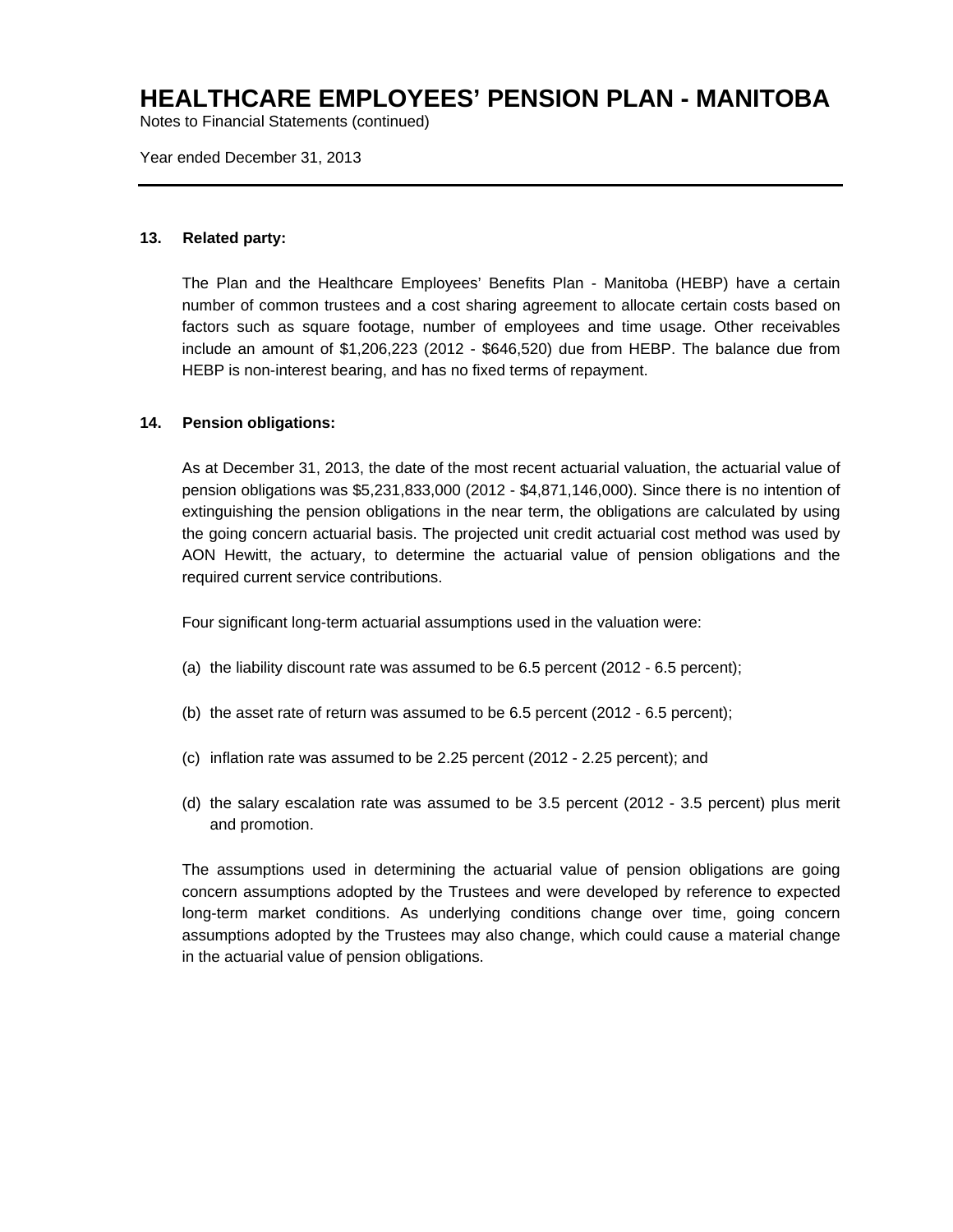## 13. Related party:

The Plan and the Healthcare Employees' Benefits Plan - Manitoba (HEBP) have a certain number of common trustees and a cost sharing agreement to allocate certain costs based on factors such as square footage, number of employees and time usage. Other receivables include an amount of $1,206,223 (2012 - $646,520) due from HEBP. The balance due from HEBP is non-interest bearing, and has no fixed terms of repayment.

## 14. Pension obligations:

As at December 31, 2013, the date of the most recent actuarial valuation, the actuarial value of pension obligations was $5,231,833,000 (2012 - $4,871,146,000). Since there is no intention of extinguishing the pension obligations in the near term, the obligations are calculated by using the going concern actuarial basis. The projected unit credit actuarial cost method was used by AON Hewitt, the actuary, to determine the actuarial value of pension obligations and the required current service contributions.

Four significant long-term actuarial assumptions used in the valuation were:

(a) the liability discount rate was assumed to be 6.5 percent (2012 - 6.5 percent);

(b) the asset rate of return was assumed to be 6.5 percent (2012 - 6.5 percent);

(c) inflation rate was assumed to be 2.25 percent (2012 - 2.25 percent); and

(d) the salary escalation rate was assumed to be 3.5 percent (2012 - 3.5 percent) plus merit and promotion.

The assumptions used in determining the actuarial value of pension obligations are going concern assumptions adopted by the Trustees and were developed by reference to expected long-term market conditions. As underlying conditions change over time, going concern assumptions adopted by the Trustees may also change, which could cause a material change in the actuarial value of pension obligations.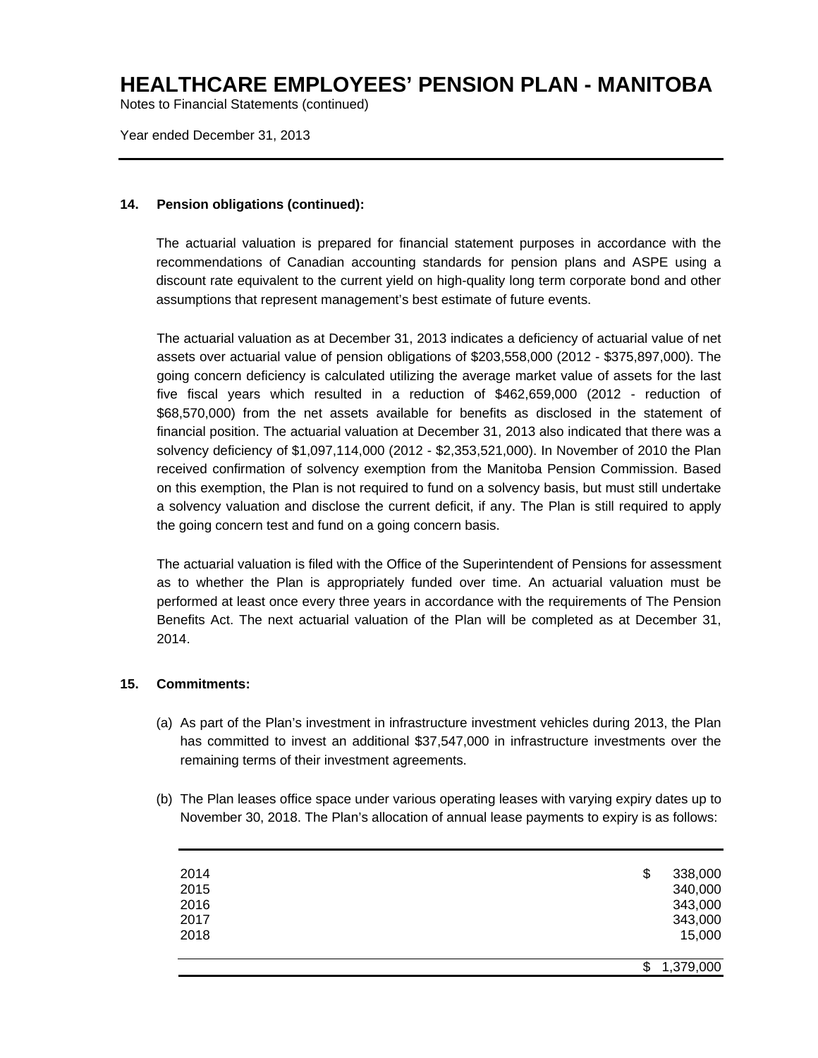### 14. Pension obligations (continued):

The actuarial valuation is prepared for financial statement purposes in accordance with the recommendations of Canadian accounting standards for pension plans and ASPE using a discount rate equivalent to the current yield on high-quality long term corporate bond and other assumptions that represent management's best estimate of future events.

The actuarial valuation as at December 31, 2013 indicates a deficiency of actuarial value of net assets over actuarial value of pension obligations of $203,558,000 (2012 - $375,897,000). The going concern deficiency is calculated utilizing the average market value of assets for the last five fiscal years which resulted in a reduction of $462,659,000 (2012 - reduction of $68,570,000) from the net assets available for benefits as disclosed in the statement of financial position. The actuarial valuation at December 31, 2013 also indicated that there was a solvency deficiency of $1,097,114,000 (2012 - $2,353,521,000). In November of 2010 the Plan received confirmation of solvency exemption from the Manitoba Pension Commission. Based on this exemption, the Plan is not required to fund on a solvency basis, but must still undertake a solvency valuation and disclose the current deficit, if any. The Plan is still required to apply the going concern test and fund on a going concern basis.

The actuarial valuation is filed with the Office of the Superintendent of Pensions for assessment as to whether the Plan is appropriately funded over time. An actuarial valuation must be performed at least once every three years in accordance with the requirements of The Pension Benefits Act. The next actuarial valuation of the Plan will be completed as at December 31, 2014.

### 15. Commitments:

(a) As part of the Plan's investment in infrastructure investment vehicles during 2013, the Plan has committed to invest an additional $37,547,000 in infrastructure investments over the remaining terms of their investment agreements.

(b) The Plan leases office space under various operating leases with varying expiry dates up to November 30, 2018. The Plan's allocation of annual lease payments to expiry is as follows:

| | |
|---|---|
| 2014 | $ 338,000 |
| 2015 | 340,000 |
| 2016 | 343,000 |
| 2017 | 343,000 |
| 2018 | 15,000 |
| | $ 1,379,000 |